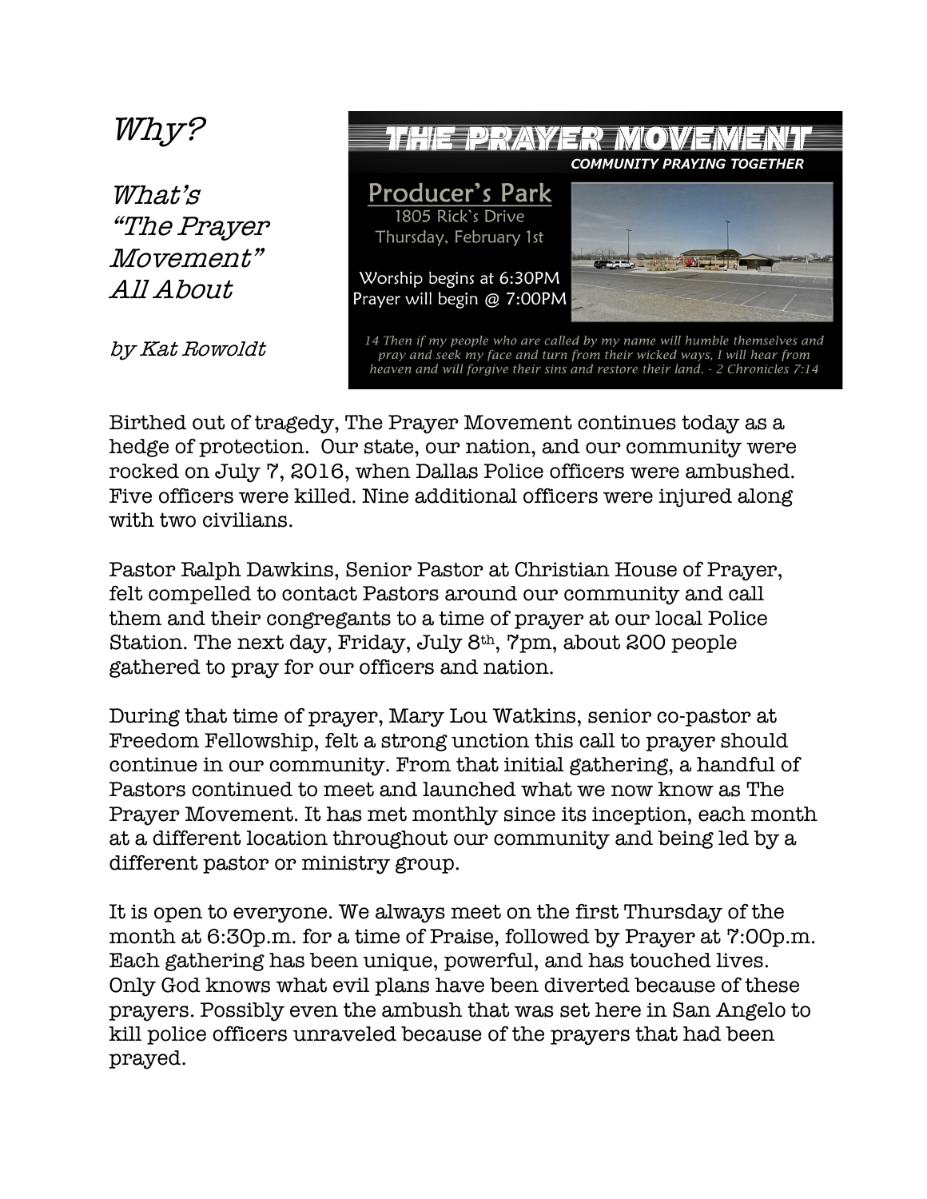# *Why?*

## *What's "The Prayer Movement" All About*

*by Kat Rowoldt*

**THE PRAYER MOVEMENT**

***COMMUNITY PRAYING TOGETHER***

Producer's Park
1805 Rick's Drive
Thursday, February 1st

Worship begins at 6:30PM
Prayer will begin @ 7:00PM

*14 Then if my people who are called by my name will humble themselves and pray and seek my face and turn from their wicked ways, I will hear from heaven and will forgive their sins and restore their land. - 2 Chronicles 7:14*

Birthed out of tragedy, The Prayer Movement continues today as a hedge of protection. Our state, our nation, and our community were rocked on July 7, 2016, when Dallas Police officers were ambushed. Five officers were killed. Nine additional officers were injured along with two civilians.

Pastor Ralph Dawkins, Senior Pastor at Christian House of Prayer, felt compelled to contact Pastors around our community and call them and their congregants to a time of prayer at our local Police Station. The next day, Friday, July 8th, 7pm, about 200 people gathered to pray for our officers and nation.

During that time of prayer, Mary Lou Watkins, senior co-pastor at Freedom Fellowship, felt a strong unction this call to prayer should continue in our community. From that initial gathering, a handful of Pastors continued to meet and launched what we now know as The Prayer Movement. It has met monthly since its inception, each month at a different location throughout our community and being led by a different pastor or ministry group.

It is open to everyone. We always meet on the first Thursday of the month at 6:30p.m. for a time of Praise, followed by Prayer at 7:00p.m. Each gathering has been unique, powerful, and has touched lives. Only God knows what evil plans have been diverted because of these prayers. Possibly even the ambush that was set here in San Angelo to kill police officers unraveled because of the prayers that had been prayed.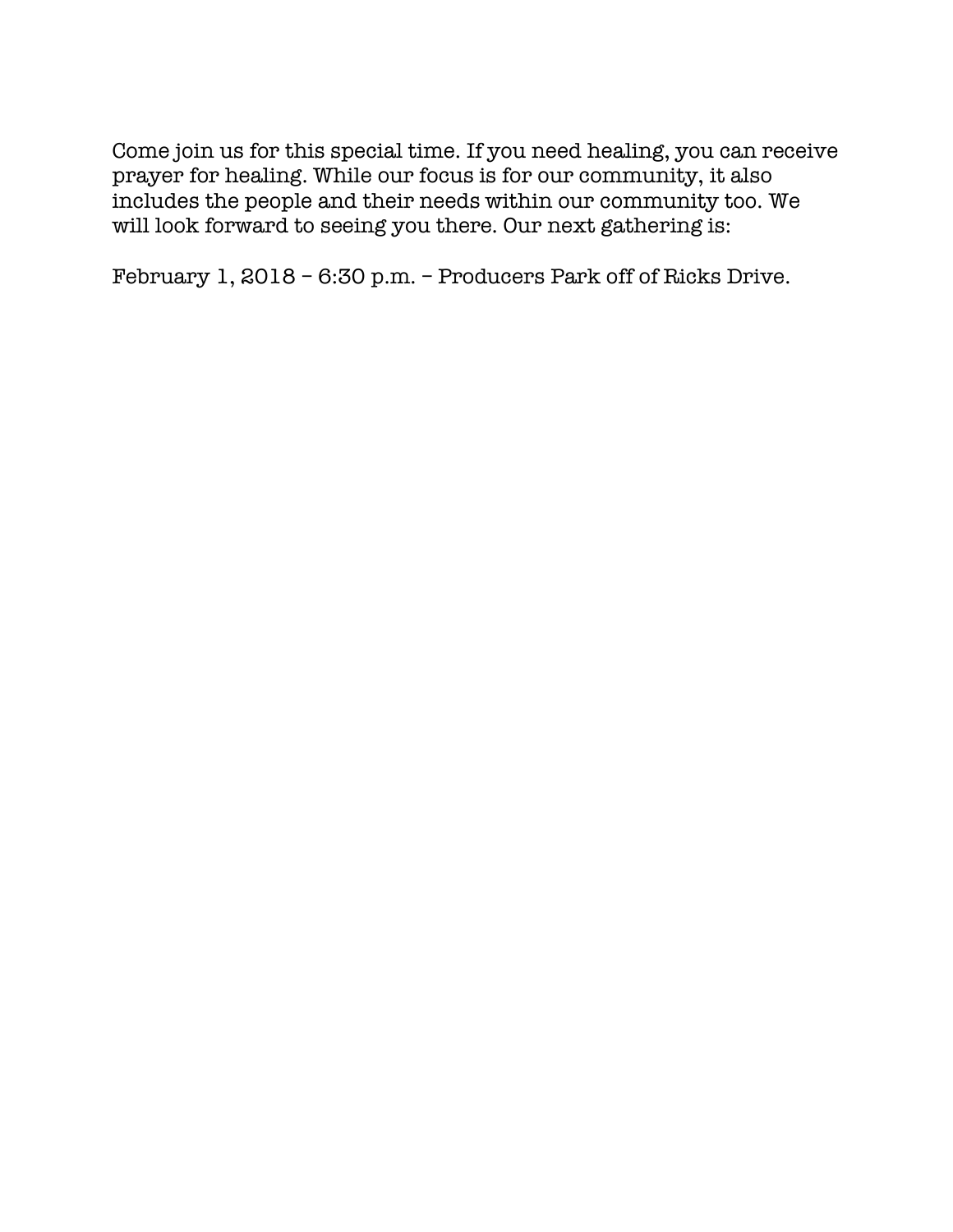Come join us for this special time. If you need healing, you can receive prayer for healing. While our focus is for our community, it also includes the people and their needs within our community too. We will look forward to seeing you there. Our next gathering is:

February 1, 2018 – 6:30 p.m. – Producers Park off of Ricks Drive.